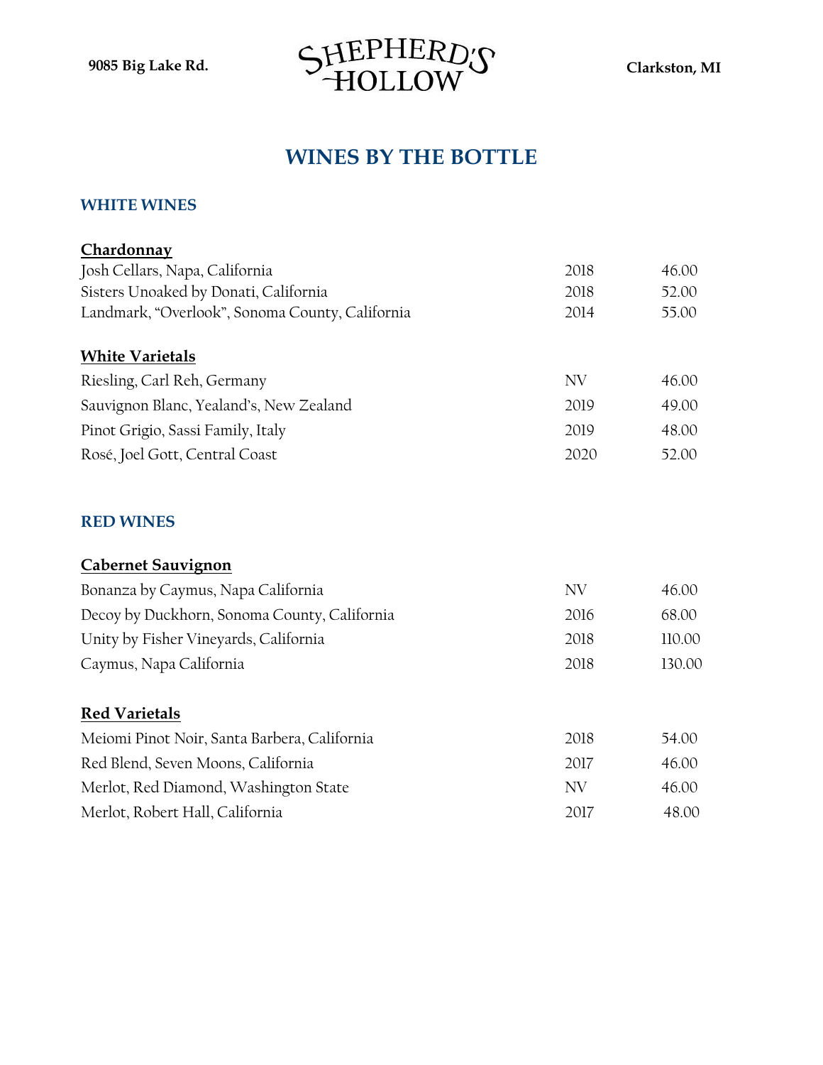9085 Big Lake Rd. **SHEPHERD'S HOLLOW** Clarkston, MI

# WINES BY THE BOTTLE

## WHITE WINES

### Chardonnay

| | | |
|---|---|---|
| Josh Cellars, Napa, California | 2018 | 46.00 |
| Sisters Unoaked by Donati, California | 2018 | 52.00 |
| Landmark, "Overlook", Sonoma County, California | 2014 | 55.00 |

### White Varietals

| | | |
|---|---|---|
| Riesling, Carl Reh, Germany | NV | 46.00 |
| Sauvignon Blanc, Yealand's, New Zealand | 2019 | 49.00 |
| Pinot Grigio, Sassi Family, Italy | 2019 | 48.00 |
| Rosé, Joel Gott, Central Coast | 2020 | 52.00 |

## RED WINES

### Cabernet Sauvignon

| | | |
|---|---|---|
| Bonanza by Caymus, Napa California | NV | 46.00 |
| Decoy by Duckhorn, Sonoma County, California | 2016 | 68.00 |
| Unity by Fisher Vineyards, California | 2018 | 110.00 |
| Caymus, Napa California | 2018 | 130.00 |

### Red Varietals

| | | |
|---|---|---|
| Meiomi Pinot Noir, Santa Barbera, California | 2018 | 54.00 |
| Red Blend, Seven Moons, California | 2017 | 46.00 |
| Merlot, Red Diamond, Washington State | NV | 46.00 |
| Merlot, Robert Hall, California | 2017 | 48.00 |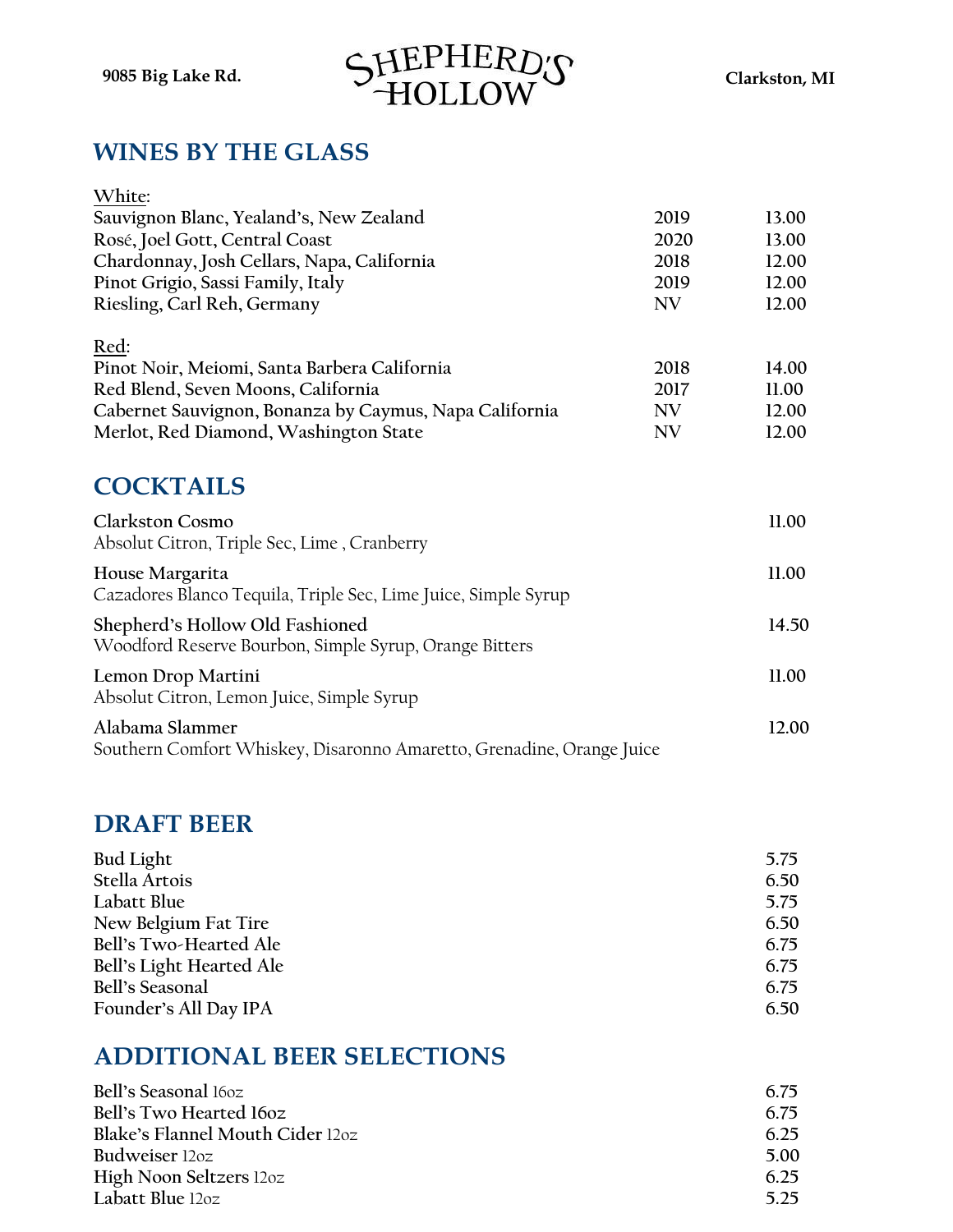9085 Big Lake Rd. **SHEPHERD'S HOLLOW** Clarkston, MI

## WINES BY THE GLASS

| | | |
|---|---|---|
| <u>White</u>: | | |
| Sauvignon Blanc, Yealand's, New Zealand | 2019 | 13.00 |
| Rosé, Joel Gott, Central Coast | 2020 | 13.00 |
| Chardonnay, Josh Cellars, Napa, California | 2018 | 12.00 |
| Pinot Grigio, Sassi Family, Italy | 2019 | 12.00 |
| Riesling, Carl Reh, Germany | NV | 12.00 |
| <u>Red</u>: | | |
| Pinot Noir, Meiomi, Santa Barbera California | 2018 | 14.00 |
| Red Blend, Seven Moons, California | 2017 | 11.00 |
| Cabernet Sauvignon, Bonanza by Caymus, Napa California | NV | 12.00 |
| Merlot, Red Diamond, Washington State | NV | 12.00 |

## COCKTAILS

**Clarkston Cosmo** — 11.00
Absolut Citron, Triple Sec, Lime , Cranberry

**House Margarita** — 11.00
Cazadores Blanco Tequila, Triple Sec, Lime Juice, Simple Syrup

**Shepherd's Hollow Old Fashioned** — 14.50
Woodford Reserve Bourbon, Simple Syrup, Orange Bitters

**Lemon Drop Martini** — 11.00
Absolut Citron, Lemon Juice, Simple Syrup

**Alabama Slammer** — 12.00
Southern Comfort Whiskey, Disaronno Amaretto, Grenadine, Orange Juice

## DRAFT BEER

| | |
|---|---|
| Bud Light | 5.75 |
| Stella Artois | 6.50 |
| Labatt Blue | 5.75 |
| New Belgium Fat Tire | 6.50 |
| Bell's Two-Hearted Ale | 6.75 |
| Bell's Light Hearted Ale | 6.75 |
| Bell's Seasonal | 6.75 |
| Founder's All Day IPA | 6.50 |

## ADDITIONAL BEER SELECTIONS

| | |
|---|---|
| **Bell's Seasonal** 16oz | 6.75 |
| **Bell's Two Hearted 16oz** | 6.75 |
| **Blake's Flannel Mouth Cider** 12oz | 6.25 |
| **Budweiser** 12oz | 5.00 |
| **High Noon Seltzers** 12oz | 6.25 |
| **Labatt Blue** 12oz | 5.25 |